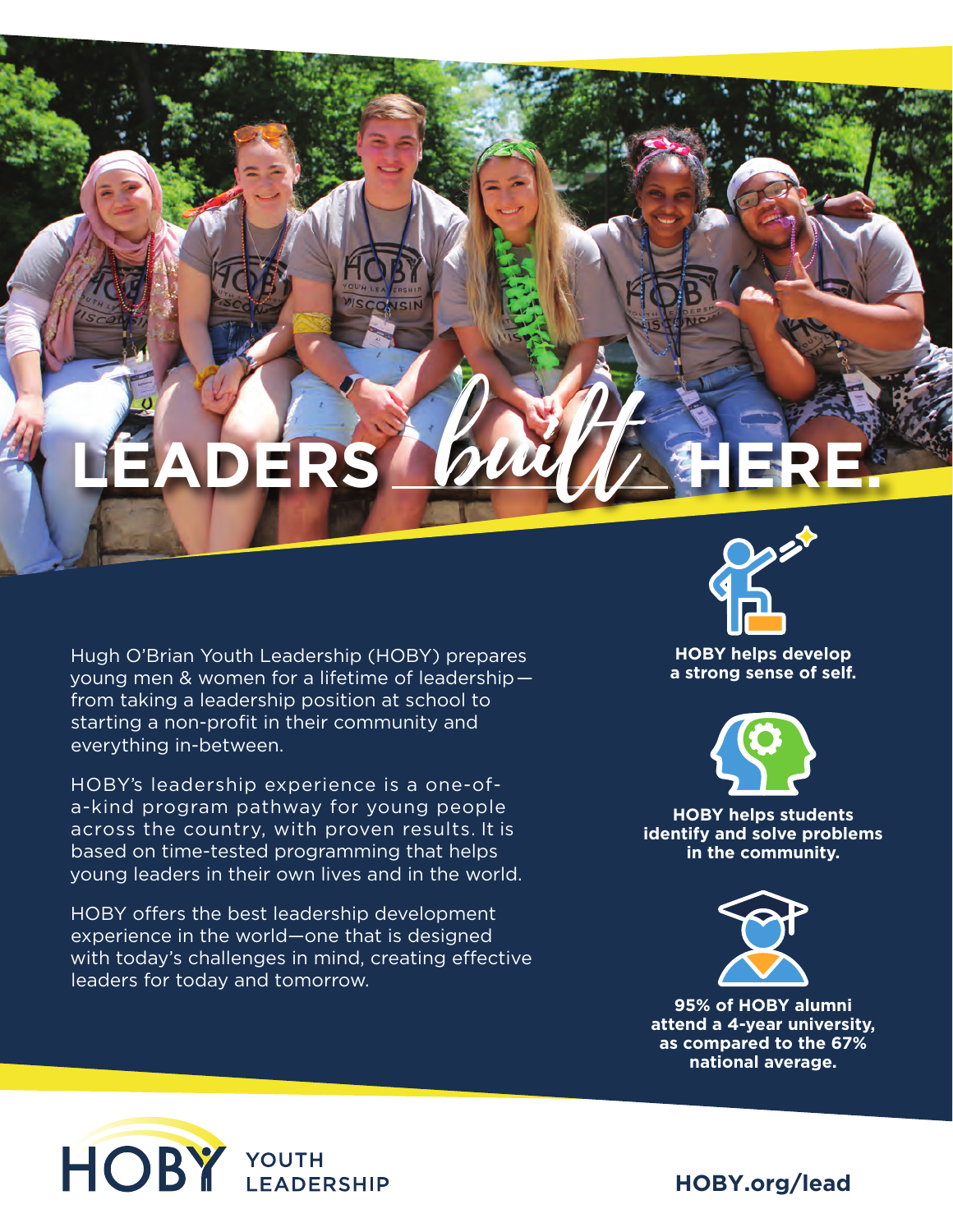# LEADERS *built* HERE.

Hugh O'Brian Youth Leadership (HOBY) prepares young men & women for a lifetime of leadership—from taking a leadership position at school to starting a non-profit in their community and everything in-between.

HOBY's leadership experience is a one-of-a-kind program pathway for young people across the country, with proven results. It is based on time-tested programming that helps young leaders in their own lives and in the world.

HOBY offers the best leadership development experience in the world—one that is designed with today's challenges in mind, creating effective leaders for today and tomorrow.

**HOBY helps develop a strong sense of self.**

**HOBY helps students identify and solve problems in the community.**

**95% of HOBY alumni attend a 4-year university, as compared to the 67% national average.**

HOBY YOUTH LEADERSHIP

**HOBY.org/lead**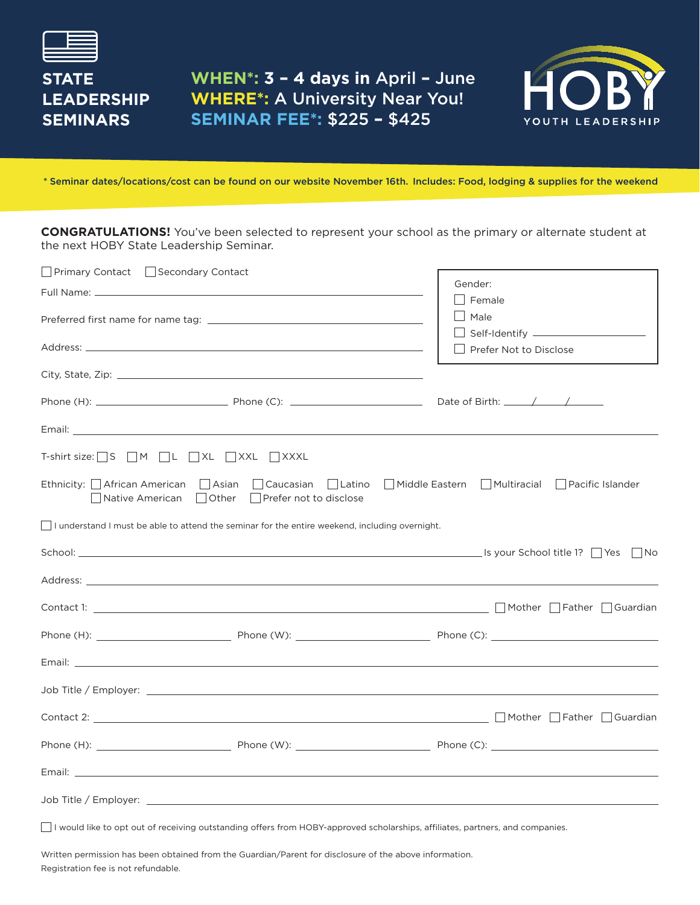**STATE LEADERSHIP SEMINARS**

**WHEN*: 3 – 4 days in April – June**
**WHERE*: A University Near You!**
**SEMINAR FEE*: $225 – $425**

HOBY YOUTH LEADERSHIP

* Seminar dates/locations/cost can be found on our website November 16th. Includes: Food, lodging & supplies for the weekend

**CONGRATULATIONS!** You've been selected to represent your school as the primary or alternate student at the next HOBY State Leadership Seminar.

☐ Primary Contact ☐ Secondary Contact

Full Name: ______________________

Preferred first name for name tag: ______________________

Address: ______________________

City, State, Zip: ______________________

Gender:
☐ Female
☐ Male
☐ Self-Identify ______________
☐ Prefer Not to Disclose

Phone (H): ____________ Phone (C): ____________ Date of Birth: ____/____/____

Email: ______________________

T-shirt size: ☐ S ☐ M ☐ L ☐ XL ☐ XXL ☐ XXXL

Ethnicity: ☐ African American ☐ Asian ☐ Caucasian ☐ Latino ☐ Middle Eastern ☐ Multiracial ☐ Pacific Islander ☐ Native American ☐ Other ☐ Prefer not to disclose

☐ I understand I must be able to attend the seminar for the entire weekend, including overnight.

School: ______________________ Is your School title 1? ☐ Yes ☐ No

Address: ______________________

Contact 1: ______________________ ☐ Mother ☐ Father ☐ Guardian

Phone (H): ____________ Phone (W): ____________ Phone (C): ____________

Email: ______________________

Job Title / Employer: ______________________

Contact 2: ______________________ ☐ Mother ☐ Father ☐ Guardian

Phone (H): ____________ Phone (W): ____________ Phone (C): ____________

Email: ______________________

Job Title / Employer: ______________________

☐ I would like to opt out of receiving outstanding offers from HOBY-approved scholarships, affiliates, partners, and companies.

Written permission has been obtained from the Guardian/Parent for disclosure of the above information.
Registration fee is not refundable.